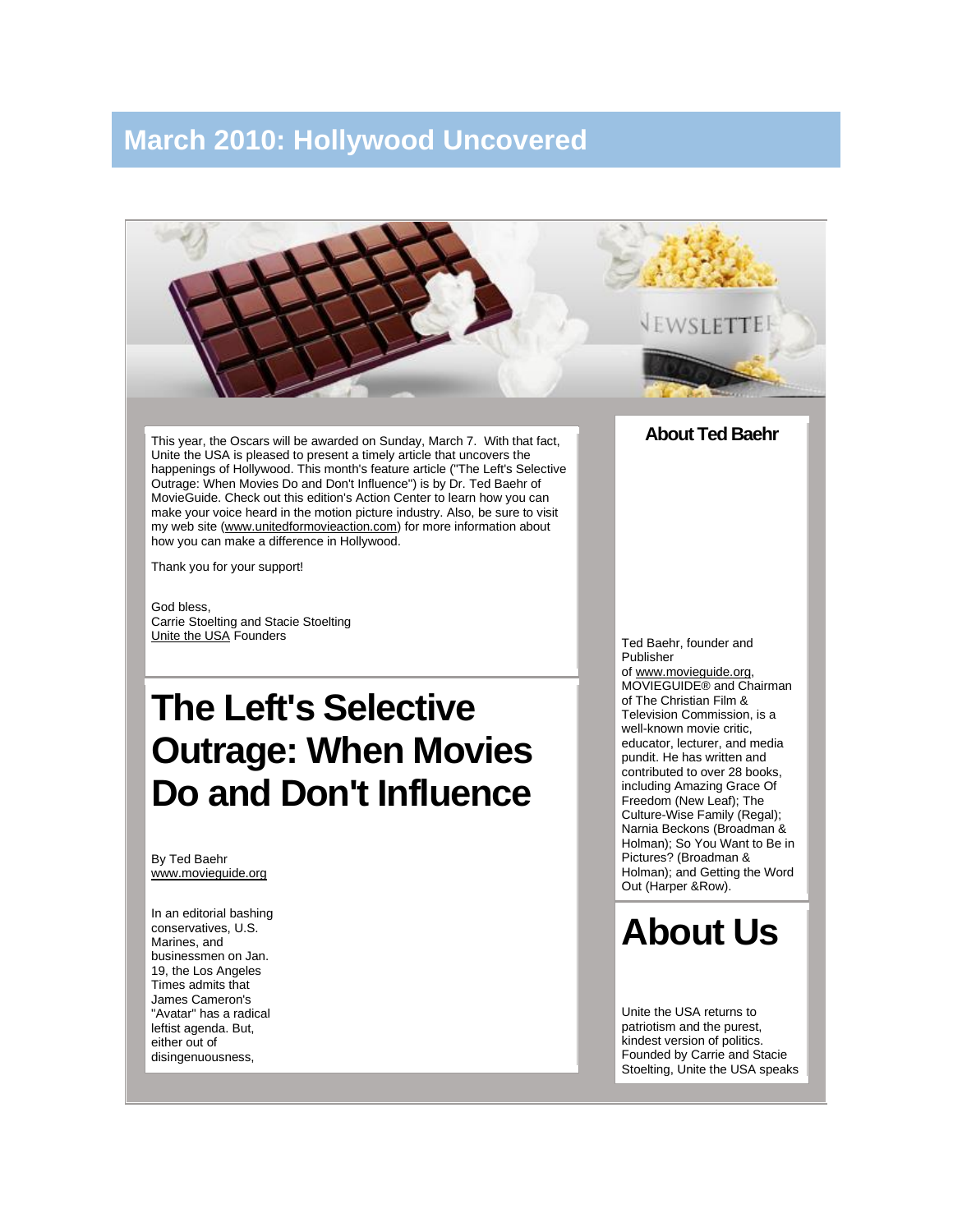# March 2010: Hollywood Uncovered

This year, the Oscars will be awarded on Sunday, March 7. With that fact, Unite the USA is pleased to present a timely article that uncovers the happenings of Hollywood. This month's feature article ("The Left's Selective Outrage: When Movies Do and Don't Influence") is by Dr. Ted Baehr of MovieGuide. Check out this edition's Action Center to learn how you can make your voice heard in the motion picture industry. Also, be sure to visit my web site (www.unitedformovieaction.com) for more information about how you can make a difference in Hollywood.

Thank you for your support!

God bless,
Carrie Stoelting and Stacie Stoelting
Unite the USA Founders

# The Left's Selective Outrage: When Movies Do and Don't Influence

By Ted Baehr
www.movieguide.org

In an editorial bashing conservatives, U.S. Marines, and businessmen on Jan. 19, the Los Angeles Times admits that James Cameron's "Avatar" has a radical leftist agenda. But, either out of disingenuousness,

## About Ted Baehr

Ted Baehr, founder and Publisher of www.movieguide.org, MOVIEGUIDE® and Chairman of The Christian Film & Television Commission, is a well-known movie critic, educator, lecturer, and media pundit. He has written and contributed to over 28 books, including Amazing Grace Of Freedom (New Leaf); The Culture-Wise Family (Regal); Narnia Beckons (Broadman & Holman); So You Want to Be in Pictures? (Broadman & Holman); and Getting the Word Out (Harper &Row).

# About Us

Unite the USA returns to patriotism and the purest, kindest version of politics. Founded by Carrie and Stacie Stoelting, Unite the USA speaks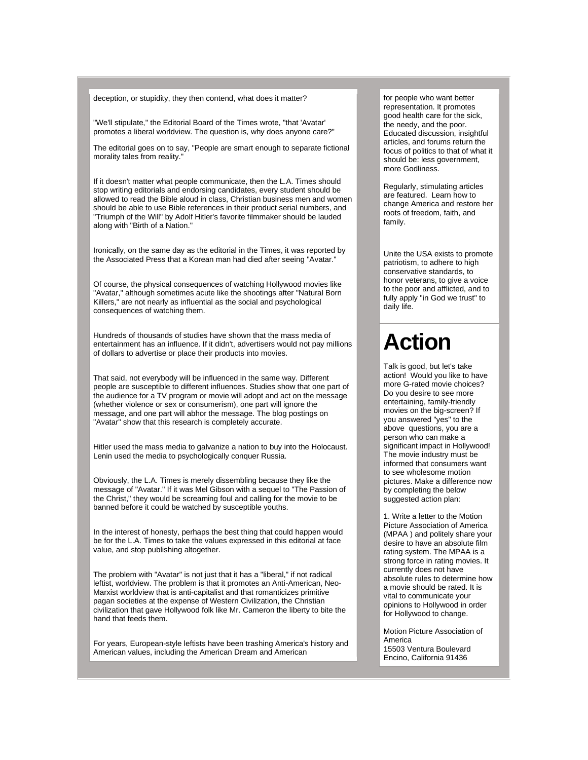deception, or stupidity, they then contend, what does it matter?

"We'll stipulate," the Editorial Board of the Times wrote, "that 'Avatar' promotes a liberal worldview. The question is, why does anyone care?"

The editorial goes on to say, "People are smart enough to separate fictional morality tales from reality."

If it doesn't matter what people communicate, then the L.A. Times should stop writing editorials and endorsing candidates, every student should be allowed to read the Bible aloud in class, Christian business men and women should be able to use Bible references in their product serial numbers, and "Triumph of the Will" by Adolf Hitler's favorite filmmaker should be lauded along with "Birth of a Nation."

Ironically, on the same day as the editorial in the Times, it was reported by the Associated Press that a Korean man had died after seeing "Avatar."

Of course, the physical consequences of watching Hollywood movies like "Avatar," although sometimes acute like the shootings after "Natural Born Killers," are not nearly as influential as the social and psychological consequences of watching them.

Hundreds of thousands of studies have shown that the mass media of entertainment has an influence. If it didn't, advertisers would not pay millions of dollars to advertise or place their products into movies.

That said, not everybody will be influenced in the same way. Different people are susceptible to different influences. Studies show that one part of the audience for a TV program or movie will adopt and act on the message (whether violence or sex or consumerism), one part will ignore the message, and one part will abhor the message. The blog postings on "Avatar" show that this research is completely accurate.

Hitler used the mass media to galvanize a nation to buy into the Holocaust. Lenin used the media to psychologically conquer Russia.

Obviously, the L.A. Times is merely dissembling because they like the message of "Avatar." If it was Mel Gibson with a sequel to "The Passion of the Christ," they would be screaming foul and calling for the movie to be banned before it could be watched by susceptible youths.

In the interest of honesty, perhaps the best thing that could happen would be for the L.A. Times to take the values expressed in this editorial at face value, and stop publishing altogether.

The problem with "Avatar" is not just that it has a "liberal," if not radical leftist, worldview. The problem is that it promotes an Anti-American, Neo-Marxist worldview that is anti-capitalist and that romanticizes primitive pagan societies at the expense of Western Civilization, the Christian civilization that gave Hollywood folk like Mr. Cameron the liberty to bite the hand that feeds them.

For years, European-style leftists have been trashing America's history and American values, including the American Dream and American

for people who want better representation. It promotes good health care for the sick, the needy, and the poor. Educated discussion, insightful articles, and forums return the focus of politics to that of what it should be: less government, more Godliness.

Regularly, stimulating articles are featured. Learn how to change America and restore her roots of freedom, faith, and family.

Unite the USA exists to promote patriotism, to adhere to high conservative standards, to honor veterans, to give a voice to the poor and afflicted, and to fully apply "in God we trust" to daily life.

# Action

Talk is good, but let's take action! Would you like to have more G-rated movie choices? Do you desire to see more entertaining, family-friendly movies on the big-screen? If you answered "yes" to the above questions, you are a person who can make a significant impact in Hollywood! The movie industry must be informed that consumers want to see wholesome motion pictures. Make a difference now by completing the below suggested action plan:

1. Write a letter to the Motion Picture Association of America (MPAA ) and politely share your desire to have an absolute film rating system. The MPAA is a strong force in rating movies. It currently does not have absolute rules to determine how a movie should be rated. It is vital to communicate your opinions to Hollywood in order for Hollywood to change.

Motion Picture Association of America
15503 Ventura Boulevard
Encino, California 91436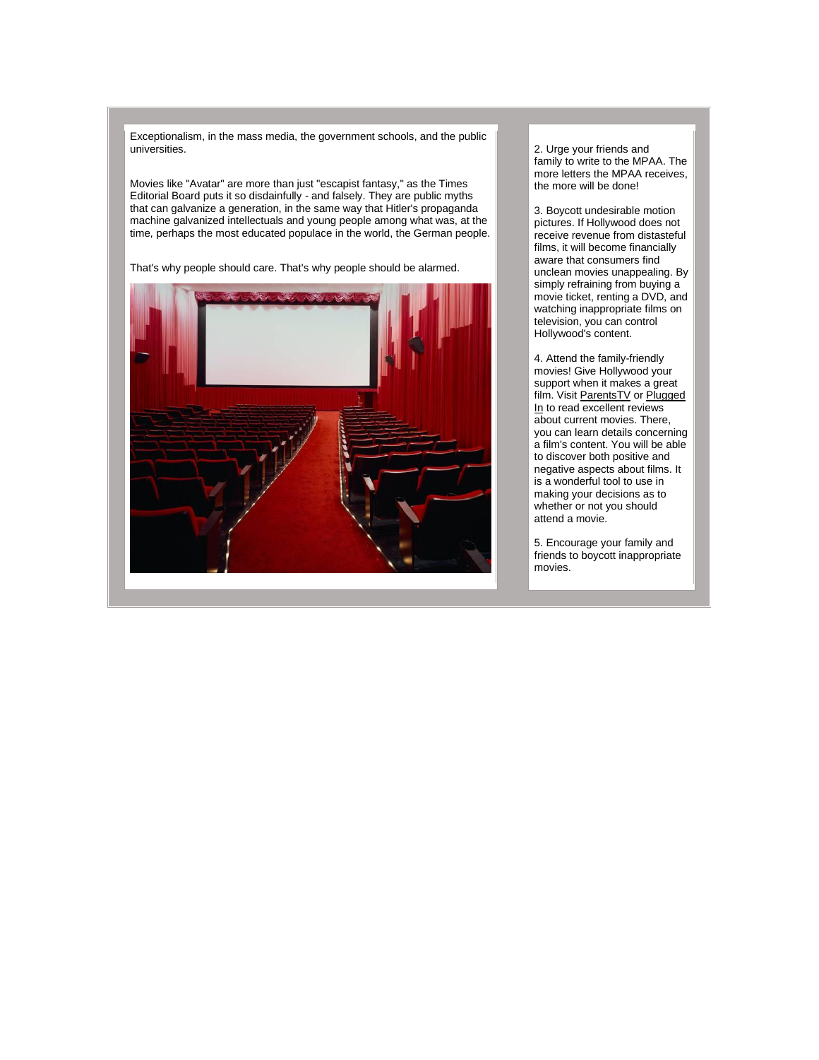Exceptionalism, in the mass media, the government schools, and the public universities.

Movies like "Avatar" are more than just "escapist fantasy," as the Times Editorial Board puts it so disdainfully - and falsely. They are public myths that can galvanize a generation, in the same way that Hitler's propaganda machine galvanized intellectuals and young people among what was, at the time, perhaps the most educated populace in the world, the German people.

That's why people should care. That's why people should be alarmed.

2. Urge your friends and family to write to the MPAA. The more letters the MPAA receives, the more will be done!

3. Boycott undesirable motion pictures. If Hollywood does not receive revenue from distasteful films, it will become financially aware that consumers find unclean movies unappealing. By simply refraining from buying a movie ticket, renting a DVD, and watching inappropriate films on television, you can control Hollywood's content.

4. Attend the family-friendly movies! Give Hollywood your support when it makes a great film. Visit ParentsTV or Plugged In to read excellent reviews about current movies. There, you can learn details concerning a film's content. You will be able to discover both positive and negative aspects about films. It is a wonderful tool to use in making your decisions as to whether or not you should attend a movie.

5. Encourage your family and friends to boycott inappropriate movies.